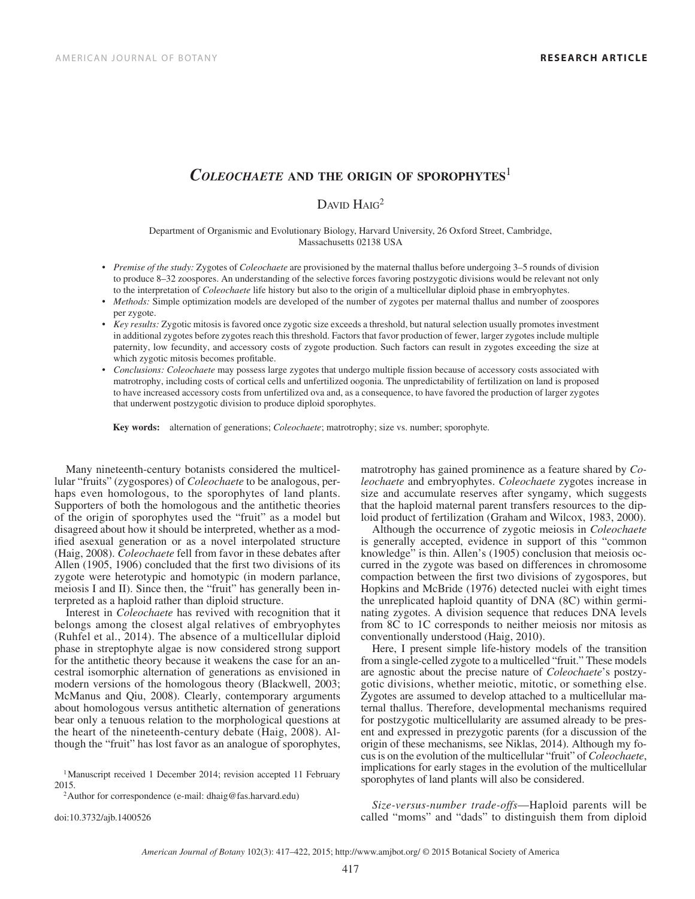# *Coleochaete* and the origin of sporophytes[1]

David Haig[2]

Department of Organismic and Evolutionary Biology, Harvard University, 26 Oxford Street, Cambridge, Massachusetts 02138 USA

- *Premise of the study:* Zygotes of *Coleochaete* are provisioned by the maternal thallus before undergoing 3–5 rounds of division to produce 8–32 zoospores. An understanding of the selective forces favoring postzygotic divisions would be relevant not only to the interpretation of *Coleochaete* life history but also to the origin of a multicellular diploid phase in embryophytes.
- *Methods:* Simple optimization models are developed of the number of zygotes per maternal thallus and number of zoospores per zygote.
- *Key results:* Zygotic mitosis is favored once zygotic size exceeds a threshold, but natural selection usually promotes investment in additional zygotes before zygotes reach this threshold. Factors that favor production of fewer, larger zygotes include multiple paternity, low fecundity, and accessory costs of zygote production. Such factors can result in zygotes exceeding the size at which zygotic mitosis becomes profitable.
- *Conclusions: Coleochaete* may possess large zygotes that undergo multiple fission because of accessory costs associated with matrotrophy, including costs of cortical cells and unfertilized oogonia. The unpredictability of fertilization on land is proposed to have increased accessory costs from unfertilized ova and, as a consequence, to have favored the production of larger zygotes that underwent postzygotic division to produce diploid sporophytes.

**Key words:** alternation of generations; *Coleochaete*; matrotrophy; size vs. number; sporophyte.

Many nineteenth-century botanists considered the multicellular "fruits" (zygospores) of *Coleochaete* to be analogous, perhaps even homologous, to the sporophytes of land plants. Supporters of both the homologous and the antithetic theories of the origin of sporophytes used the "fruit" as a model but disagreed about how it should be interpreted, whether as a modified asexual generation or as a novel interpolated structure (Haig, 2008). *Coleochaete* fell from favor in these debates after Allen (1905, 1906) concluded that the first two divisions of its zygote were heterotypic and homotypic (in modern parlance, meiosis I and II). Since then, the "fruit" has generally been interpreted as a haploid rather than diploid structure.

Interest in *Coleochaete* has revived with recognition that it belongs among the closest algal relatives of embryophytes (Ruhfel et al., 2014). The absence of a multicellular diploid phase in streptophyte algae is now considered strong support for the antithetic theory because it weakens the case for an ancestral isomorphic alternation of generations as envisioned in modern versions of the homologous theory (Blackwell, 2003; McManus and Qiu, 2008). Clearly, contemporary arguments about homologous versus antithetic alternation of generations bear only a tenuous relation to the morphological questions at the heart of the nineteenth-century debate (Haig, 2008). Although the "fruit" has lost favor as an analogue of sporophytes, matrotrophy has gained prominence as a feature shared by *Coleochaete* and embryophytes. *Coleochaete* zygotes increase in size and accumulate reserves after syngamy, which suggests that the haploid maternal parent transfers resources to the diploid product of fertilization (Graham and Wilcox, 1983, 2000).

Although the occurrence of zygotic meiosis in *Coleochaete* is generally accepted, evidence in support of this "common knowledge" is thin. Allen's (1905) conclusion that meiosis occurred in the zygote was based on differences in chromosome compaction between the first two divisions of zygospores, but Hopkins and McBride (1976) detected nuclei with eight times the unreplicated haploid quantity of DNA (8C) within germinating zygotes. A division sequence that reduces DNA levels from 8C to 1C corresponds to neither meiosis nor mitosis as conventionally understood (Haig, 2010).

Here, I present simple life-history models of the transition from a single-celled zygote to a multicelled "fruit." These models are agnostic about the precise nature of *Coleochaete*'s postzygotic divisions, whether meiotic, mitotic, or something else. Zygotes are assumed to develop attached to a multicellular maternal thallus. Therefore, developmental mechanisms required for postzygotic multicellularity are assumed already to be present and expressed in prezygotic parents (for a discussion of the origin of these mechanisms, see Niklas, 2014). Although my focus is on the evolution of the multicellular "fruit" of *Coleochaete*, implications for early stages in the evolution of the multicellular sporophytes of land plants will also be considered.

*Size-versus-number trade-offs*—Haploid parents will be called "moms" and "dads" to distinguish them from diploid

[1] Manuscript received 1 December 2014; revision accepted 11 February 2015.

[2] Author for correspondence (e-mail: dhaig@fas.harvard.edu)

doi:10.3732/ajb.1400526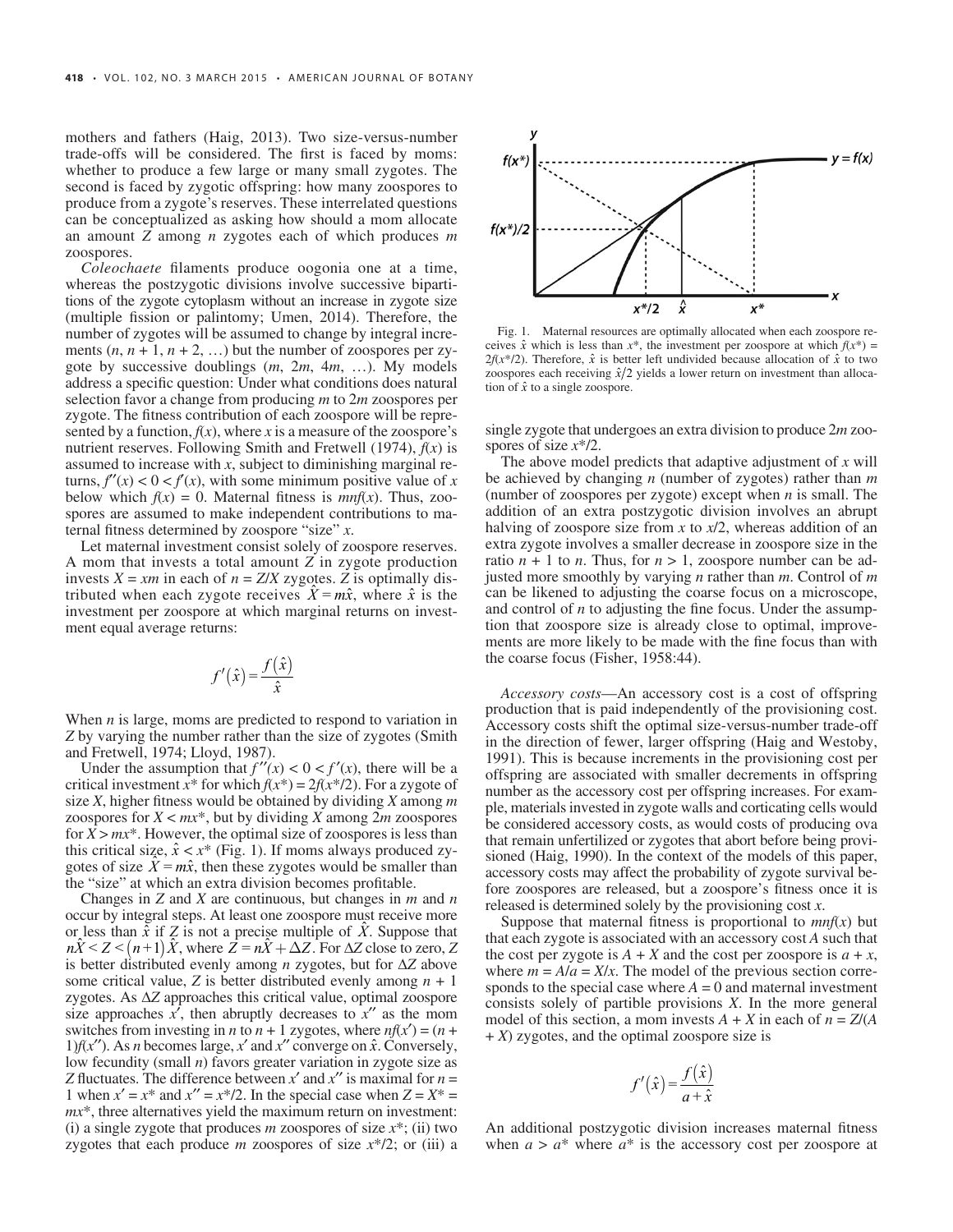mothers and fathers (Haig, 2013). Two size-versus-number trade-offs will be considered. The first is faced by moms: whether to produce a few large or many small zygotes. The second is faced by zygotic offspring: how many zoospores to produce from a zygote's reserves. These interrelated questions can be conceptualized as asking how should a mom allocate an amount $Z$ among $n$ zygotes each of which produces $m$ zoospores.

*Coleochaete* filaments produce oogonia one at a time, whereas the postzygotic divisions involve successive bipartitions of the zygote cytoplasm without an increase in zygote size (multiple fission or palintomy; Umen, 2014). Therefore, the number of zygotes will be assumed to change by integral increments ($n$, $n + 1$, $n + 2$, …) but the number of zoospores per zygote by successive doublings ($m$, $2m$, $4m$, …). My models address a specific question: Under what conditions does natural selection favor a change from producing $m$ to $2m$ zoospores per zygote. The fitness contribution of each zoospore will be represented by a function, $f(x)$, where $x$ is a measure of the zoospore's nutrient reserves. Following Smith and Fretwell (1974), $f(x)$ is assumed to increase with $x$, subject to diminishing marginal returns, $f''(x) < 0 < f'(x)$, with some minimum positive value of $x$ below which $f(x) = 0$. Maternal fitness is $mnf(x)$. Thus, zoospores are assumed to make independent contributions to maternal fitness determined by zoospore "size" $x$.

Let maternal investment consist solely of zoospore reserves. A mom that invests a total amount $Z$ in zygote production invests $X = xm$ in each of $n = Z/X$ zygotes. $Z$ is optimally distributed when each zygote receives $\hat{X} = m\hat{x}$, where $\hat{x}$ is the investment per zoospore at which marginal returns on investment equal average returns:

$$f'(\hat{x}) = \frac{f(\hat{x})}{\hat{x}}$$

When $n$ is large, moms are predicted to respond to variation in $Z$ by varying the number rather than the size of zygotes (Smith and Fretwell, 1974; Lloyd, 1987).

Under the assumption that $f''(x) < 0 < f'(x)$, there will be a critical investment $x^*$ for which $f(x^*) = 2f(x^*/2)$. For a zygote of size $X$, higher fitness would be obtained by dividing $X$ among $m$ zoospores for $X < mx^*$, but by dividing $X$ among $2m$ zoospores for $X > mx^*$. However, the optimal size of zoospores is less than this critical size, $\hat{x} < x^*$ (Fig. 1). If moms always produced zygotes of size $\hat{X} = m\hat{x}$, then these zygotes would be smaller than the "size" at which an extra division becomes profitable.

Changes in $Z$ and $X$ are continuous, but changes in $m$ and $n$ occur by integral steps. At least one zoospore must receive more or less than $\hat{x}$ if $Z$ is not a precise multiple of $\hat{X}$. Suppose that $n\hat{X} < Z < (n+1)\hat{X}$, where $Z = n\hat{X} + \Delta Z$. For $\Delta Z$ close to zero, $Z$ is better distributed evenly among $n$ zygotes, but for $\Delta Z$ above some critical value, $Z$ is better distributed evenly among $n + 1$ zygotes. As $\Delta Z$ approaches this critical value, optimal zoospore size approaches $x'$, then abruptly decreases to $x''$ as the mom switches from investing in $n$ to $n + 1$ zygotes, where $nf(x') = (n + 1)f(x'')$. As $n$ becomes large, $x'$ and $x''$ converge on $\hat{x}$. Conversely, low fecundity (small $n$) favors greater variation in zygote size as $Z$ fluctuates. The difference between $x'$ and $x''$ is maximal for $n = 1$ when $x' = x^*$ and $x'' = x^*/2$. In the special case when $Z = X^* = mx^*$, three alternatives yield the maximum return on investment: (i) a single zygote that produces $m$ zoospores of size $x^*$; (ii) two zygotes that each produce $m$ zoospores of size $x^*/2$; or (iii) a single zygote that undergoes an extra division to produce $2m$ zoospores of size $x^*/2$.

Fig. 1. Maternal resources are optimally allocated when each zoospore receives $\hat{x}$ which is less than $x^*$, the investment per zoospore at which $f(x^*) = 2f(x^*/2)$. Therefore, $\hat{x}$ is better left undivided because allocation of $\hat{x}$ to two zoospores each receiving $\hat{x}/2$ yields a lower return on investment than allocation of $\hat{x}$ to a single zoospore.

The above model predicts that adaptive adjustment of $x$ will be achieved by changing $n$ (number of zygotes) rather than $m$ (number of zoospores per zygote) except when $n$ is small. The addition of an extra postzygotic division involves an abrupt halving of zoospore size from $x$ to $x/2$, whereas addition of an extra zygote involves a smaller decrease in zoospore size in the ratio $n + 1$ to $n$. Thus, for $n > 1$, zoospore number can be adjusted more smoothly by varying $n$ rather than $m$. Control of $m$ can be likened to adjusting the coarse focus on a microscope, and control of $n$ to adjusting the fine focus. Under the assumption that zoospore size is already close to optimal, improvements are more likely to be made with the fine focus than with the coarse focus (Fisher, 1958:44).

*Accessory costs*—An accessory cost is a cost of offspring production that is paid independently of the provisioning cost. Accessory costs shift the optimal size-versus-number trade-off in the direction of fewer, larger offspring (Haig and Westoby, 1991). This is because increments in the provisioning cost per offspring are associated with smaller decrements in offspring number as the accessory cost per offspring increases. For example, materials invested in zygote walls and corticating cells would be considered accessory costs, as would costs of producing ova that remain unfertilized or zygotes that abort before being provisioned (Haig, 1990). In the context of the models of this paper, accessory costs may affect the probability of zygote survival before zoospores are released, but a zoospore's fitness once it is released is determined solely by the provisioning cost $x$.

Suppose that maternal fitness is proportional to $mnf(x)$ but that each zygote is associated with an accessory cost $A$ such that the cost per zygote is $A + X$ and the cost per zoospore is $a + x$, where $m = A/a = X/x$. The model of the previous section corresponds to the special case where $A = 0$ and maternal investment consists solely of partible provisions $X$. In the more general model of this section, a mom invests $A + X$ in each of $n = Z/(A + X)$ zygotes, and the optimal zoospore size is

$$f'(\hat{x}) = \frac{f(\hat{x})}{a + \hat{x}}$$

An additional postzygotic division increases maternal fitness when $a > a^*$ where $a^*$ is the accessory cost per zoospore at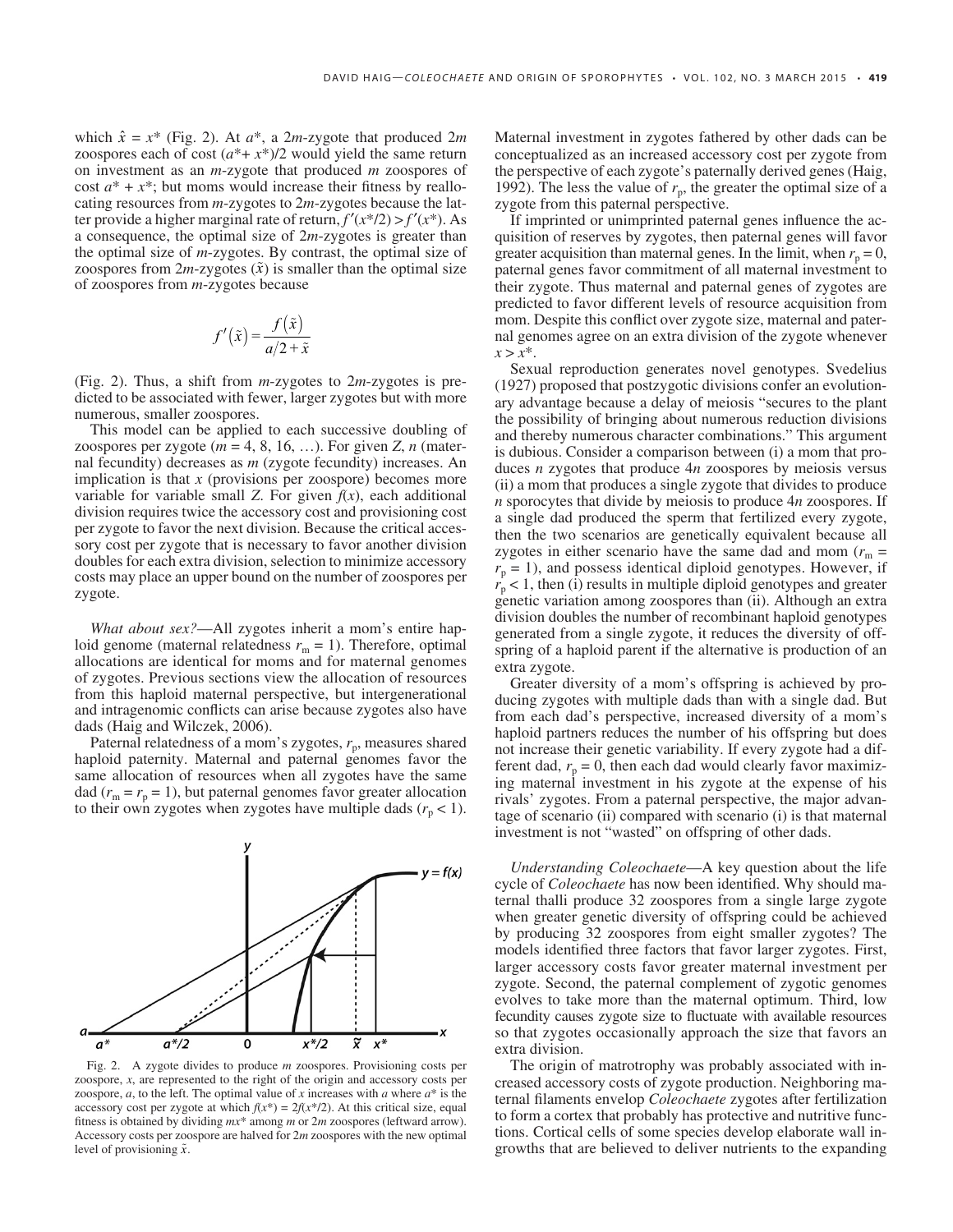which $\hat{x} = x^*$ (Fig. 2). At $a^*$, a $2m$-zygote that produced $2m$ zoospores each of cost $(a^* + x^*)/2$ would yield the same return on investment as an $m$-zygote that produced $m$ zoospores of cost $a^* + x^*$; but moms would increase their fitness by reallocating resources from $m$-zygotes to $2m$-zygotes because the latter provide a higher marginal rate of return, $f'(x^*/2) > f'(x^*)$. As a consequence, the optimal size of $2m$-zygotes is greater than the optimal size of $m$-zygotes. By contrast, the optimal size of zoospores from $2m$-zygotes ($\tilde{x}$) is smaller than the optimal size of zoospores from $m$-zygotes because

$$f'(\tilde{x}) = \frac{f(\tilde{x})}{a/2 + \tilde{x}}$$

(Fig. 2). Thus, a shift from $m$-zygotes to $2m$-zygotes is predicted to be associated with fewer, larger zygotes but with more numerous, smaller zoospores.

This model can be applied to each successive doubling of zoospores per zygote ($m = 4, 8, 16, \ldots$). For given $Z$, $n$ (maternal fecundity) decreases as $m$ (zygote fecundity) increases. An implication is that $x$ (provisions per zoospore) becomes more variable for variable small $Z$. For given $f(x)$, each additional division requires twice the accessory cost and provisioning cost per zygote to favor the next division. Because the critical accessory cost per zygote that is necessary to favor another division doubles for each extra division, selection to minimize accessory costs may place an upper bound on the number of zoospores per zygote.

*What about sex?*—All zygotes inherit a mom's entire haploid genome (maternal relatedness $r_m = 1$). Therefore, optimal allocations are identical for moms and for maternal genomes of zygotes. Previous sections view the allocation of resources from this haploid maternal perspective, but intergenerational and intragenomic conflicts can arise because zygotes also have dads (Haig and Wilczek, 2006).

Paternal relatedness of a mom's zygotes, $r_p$, measures shared haploid paternity. Maternal and paternal genomes favor the same allocation of resources when all zygotes have the same dad ($r_m = r_p = 1$), but paternal genomes favor greater allocation to their own zygotes when zygotes have multiple dads ($r_p < 1$).

Fig. 2. A zygote divides to produce $m$ zoospores. Provisioning costs per zoospore, $x$, are represented to the right of the origin and accessory costs per zoospore, $a$, to the left. The optimal value of $x$ increases with $a$ where $a^*$ is the accessory cost per zygote at which $f(x^*) = 2f(x^*/2)$. At this critical size, equal fitness is obtained by dividing $mx^*$ among $m$ or $2m$ zoospores (leftward arrow). Accessory costs per zoospore are halved for $2m$ zoospores with the new optimal level of provisioning $\tilde{x}$.

Maternal investment in zygotes fathered by other dads can be conceptualized as an increased accessory cost per zygote from the perspective of each zygote's paternally derived genes (Haig, 1992). The less the value of $r_p$, the greater the optimal size of a zygote from this paternal perspective.

If imprinted or unimprinted paternal genes influence the acquisition of reserves by zygotes, then paternal genes will favor greater acquisition than maternal genes. In the limit, when $r_p = 0$, paternal genes favor commitment of all maternal investment to their zygote. Thus maternal and paternal genes of zygotes are predicted to favor different levels of resource acquisition from mom. Despite this conflict over zygote size, maternal and paternal genomes agree on an extra division of the zygote whenever $x > x^*$.

Sexual reproduction generates novel genotypes. Svedelius (1927) proposed that postzygotic divisions confer an evolutionary advantage because a delay of meiosis "secures to the plant the possibility of bringing about numerous reduction divisions and thereby numerous character combinations." This argument is dubious. Consider a comparison between (i) a mom that produces $n$ zygotes that produce $4n$ zoospores by meiosis versus (ii) a mom that produces a single zygote that divides to produce $n$ sporocytes that divide by meiosis to produce $4n$ zoospores. If a single dad produced the sperm that fertilized every zygote, then the two scenarios are genetically equivalent because all zygotes in either scenario have the same dad and mom ($r_m = r_p = 1$), and possess identical diploid genotypes. However, if $r_p < 1$, then (i) results in multiple diploid genotypes and greater genetic variation among zoospores than (ii). Although an extra division doubles the number of recombinant haploid genotypes generated from a single zygote, it reduces the diversity of offspring of a haploid parent if the alternative is production of an extra zygote.

Greater diversity of a mom's offspring is achieved by producing zygotes with multiple dads than with a single dad. But from each dad's perspective, increased diversity of a mom's haploid partners reduces the number of his offspring but does not increase their genetic variability. If every zygote had a different dad, $r_p = 0$, then each dad would clearly favor maximizing maternal investment in his zygote at the expense of his rivals' zygotes. From a paternal perspective, the major advantage of scenario (ii) compared with scenario (i) is that maternal investment is not "wasted" on offspring of other dads.

*Understanding Coleochaete*—A key question about the life cycle of *Coleochaete* has now been identified. Why should maternal thalli produce 32 zoospores from a single large zygote when greater genetic diversity of offspring could be achieved by producing 32 zoospores from eight smaller zygotes? The models identified three factors that favor larger zygotes. First, larger accessory costs favor greater maternal investment per zygote. Second, the paternal complement of zygotic genomes evolves to take more than the maternal optimum. Third, low fecundity causes zygote size to fluctuate with available resources so that zygotes occasionally approach the size that favors an extra division.

The origin of matrotrophy was probably associated with increased accessory costs of zygote production. Neighboring maternal filaments envelop *Coleochaete* zygotes after fertilization to form a cortex that probably has protective and nutritive functions. Cortical cells of some species develop elaborate wall ingrowths that are believed to deliver nutrients to the expanding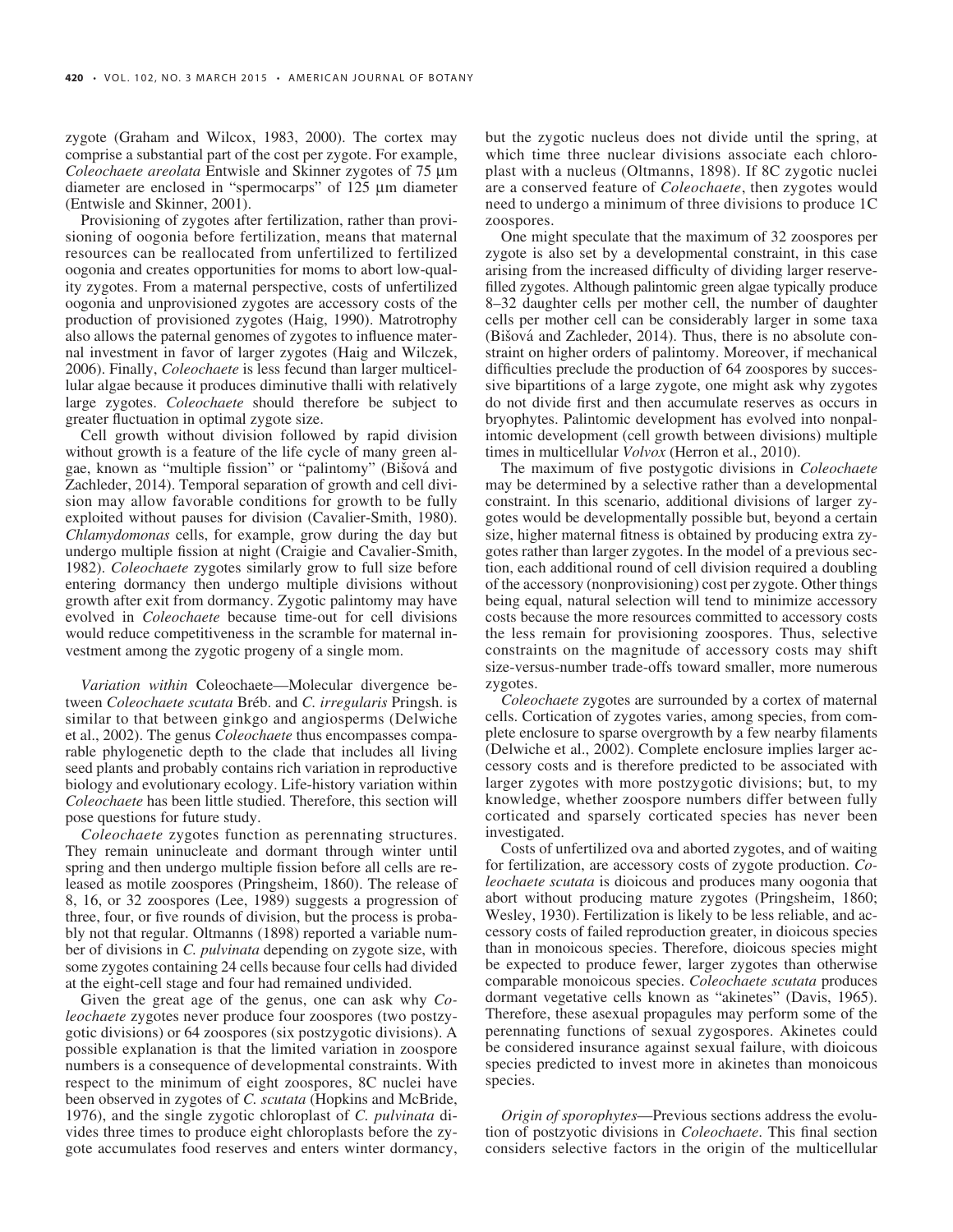zygote (Graham and Wilcox, 1983, 2000). The cortex may comprise a substantial part of the cost per zygote. For example, *Coleochaete areolata* Entwisle and Skinner zygotes of 75 μm diameter are enclosed in "spermocarps" of 125 μm diameter (Entwisle and Skinner, 2001).

Provisioning of zygotes after fertilization, rather than provisioning of oogonia before fertilization, means that maternal resources can be reallocated from unfertilized to fertilized oogonia and creates opportunities for moms to abort low-quality zygotes. From a maternal perspective, costs of unfertilized oogonia and unprovisioned zygotes are accessory costs of the production of provisioned zygotes (Haig, 1990). Matrotrophy also allows the paternal genomes of zygotes to influence maternal investment in favor of larger zygotes (Haig and Wilczek, 2006). Finally, *Coleochaete* is less fecund than larger multicellular algae because it produces diminutive thalli with relatively large zygotes. *Coleochaete* should therefore be subject to greater fluctuation in optimal zygote size.

Cell growth without division followed by rapid division without growth is a feature of the life cycle of many green algae, known as "multiple fission" or "palintomy" (Bišová and Zachleder, 2014). Temporal separation of growth and cell division may allow favorable conditions for growth to be fully exploited without pauses for division (Cavalier-Smith, 1980). *Chlamydomonas* cells, for example, grow during the day but undergo multiple fission at night (Craigie and Cavalier-Smith, 1982). *Coleochaete* zygotes similarly grow to full size before entering dormancy then undergo multiple divisions without growth after exit from dormancy. Zygotic palintomy may have evolved in *Coleochaete* because time-out for cell divisions would reduce competitiveness in the scramble for maternal investment among the zygotic progeny of a single mom.

*Variation within* Coleochaete—Molecular divergence between *Coleochaete scutata* Bréb. and *C. irregularis* Pringsh. is similar to that between ginkgo and angiosperms (Delwiche et al., 2002). The genus *Coleochaete* thus encompasses comparable phylogenetic depth to the clade that includes all living seed plants and probably contains rich variation in reproductive biology and evolutionary ecology. Life-history variation within *Coleochaete* has been little studied. Therefore, this section will pose questions for future study.

*Coleochaete* zygotes function as perennating structures. They remain uninucleate and dormant through winter until spring and then undergo multiple fission before all cells are released as motile zoospores (Pringsheim, 1860). The release of 8, 16, or 32 zoospores (Lee, 1989) suggests a progression of three, four, or five rounds of division, but the process is probably not that regular. Oltmanns (1898) reported a variable number of divisions in *C. pulvinata* depending on zygote size, with some zygotes containing 24 cells because four cells had divided at the eight-cell stage and four had remained undivided.

Given the great age of the genus, one can ask why *Coleochaete* zygotes never produce four zoospores (two postzygotic divisions) or 64 zoospores (six postzygotic divisions). A possible explanation is that the limited variation in zoospore numbers is a consequence of developmental constraints. With respect to the minimum of eight zoospores, 8C nuclei have been observed in zygotes of *C. scutata* (Hopkins and McBride, 1976), and the single zygotic chloroplast of *C. pulvinata* divides three times to produce eight chloroplasts before the zygote accumulates food reserves and enters winter dormancy, but the zygotic nucleus does not divide until the spring, at which time three nuclear divisions associate each chloroplast with a nucleus (Oltmanns, 1898). If 8C zygotic nuclei are a conserved feature of *Coleochaete*, then zygotes would need to undergo a minimum of three divisions to produce 1C zoospores.

One might speculate that the maximum of 32 zoospores per zygote is also set by a developmental constraint, in this case arising from the increased difficulty of dividing larger reserve-filled zygotes. Although palintomic green algae typically produce 8–32 daughter cells per mother cell, the number of daughter cells per mother cell can be considerably larger in some taxa (Bišová and Zachleder, 2014). Thus, there is no absolute constraint on higher orders of palintomy. Moreover, if mechanical difficulties preclude the production of 64 zoospores by successive bipartitions of a large zygote, one might ask why zygotes do not divide first and then accumulate reserves as occurs in bryophytes. Palintomic development has evolved into nonpalintomic development (cell growth between divisions) multiple times in multicellular *Volvox* (Herron et al., 2010).

The maximum of five postygotic divisions in *Coleochaete* may be determined by a selective rather than a developmental constraint. In this scenario, additional divisions of larger zygotes would be developmentally possible but, beyond a certain size, higher maternal fitness is obtained by producing extra zygotes rather than larger zygotes. In the model of a previous section, each additional round of cell division required a doubling of the accessory (nonprovisioning) cost per zygote. Other things being equal, natural selection will tend to minimize accessory costs because the more resources committed to accessory costs the less remain for provisioning zoospores. Thus, selective constraints on the magnitude of accessory costs may shift size-versus-number trade-offs toward smaller, more numerous zygotes.

*Coleochaete* zygotes are surrounded by a cortex of maternal cells. Cortication of zygotes varies, among species, from complete enclosure to sparse overgrowth by a few nearby filaments (Delwiche et al., 2002). Complete enclosure implies larger accessory costs and is therefore predicted to be associated with larger zygotes with more postzygotic divisions; but, to my knowledge, whether zoospore numbers differ between fully corticated and sparsely corticated species has never been investigated.

Costs of unfertilized ova and aborted zygotes, and of waiting for fertilization, are accessory costs of zygote production. *Coleochaete scutata* is dioicous and produces many oogonia that abort without producing mature zygotes (Pringsheim, 1860; Wesley, 1930). Fertilization is likely to be less reliable, and accessory costs of failed reproduction greater, in dioicous species than in monoicous species. Therefore, dioicous species might be expected to produce fewer, larger zygotes than otherwise comparable monoicous species. *Coleochaete scutata* produces dormant vegetative cells known as "akinetes" (Davis, 1965). Therefore, these asexual propagules may perform some of the perennating functions of sexual zygospores. Akinetes could be considered insurance against sexual failure, with dioicous species predicted to invest more in akinetes than monoicous species.

*Origin of sporophytes*—Previous sections address the evolution of postzyotic divisions in *Coleochaete*. This final section considers selective factors in the origin of the multicellular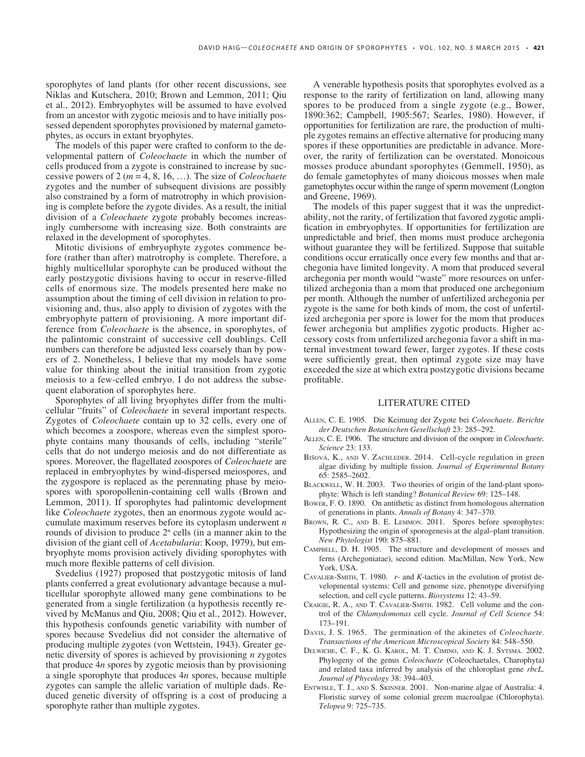sporophytes of land plants (for other recent discussions, see Niklas and Kutschera, 2010; Brown and Lemmon, 2011; Qiu et al., 2012). Embryophytes will be assumed to have evolved from an ancestor with zygotic meiosis and to have initially possessed dependent sporophytes provisioned by maternal gametophytes, as occurs in extant bryophytes.

The models of this paper were crafted to conform to the developmental pattern of *Coleochaete* in which the number of cells produced from a zygote is constrained to increase by successive powers of 2 ($m = 4, 8, 16, \ldots$). The size of *Coleochaete* zygotes and the number of subsequent divisions are possibly also constrained by a form of matrotrophy in which provisioning is complete before the zygote divides. As a result, the initial division of a *Coleochaete* zygote probably becomes increasingly cumbersome with increasing size. Both constraints are relaxed in the development of sporophytes.

Mitotic divisions of embryophyte zygotes commence before (rather than after) matrotrophy is complete. Therefore, a highly multicellular sporophyte can be produced without the early postzygotic divisions having to occur in reserve-filled cells of enormous size. The models presented here make no assumption about the timing of cell division in relation to provisioning and, thus, also apply to division of zygotes with the embryophyte pattern of provisioning. A more important difference from *Coleochaete* is the absence, in sporophytes, of the palintomic constraint of successive cell doublings. Cell numbers can therefore be adjusted less coarsely than by powers of 2. Nonetheless, I believe that my models have some value for thinking about the initial transition from zygotic meiosis to a few-celled embryo. I do not address the subsequent elaboration of sporophytes here.

Sporophytes of all living bryophytes differ from the multicellular "fruits" of *Coleochaete* in several important respects. Zygotes of *Coleochaete* contain up to 32 cells, every one of which becomes a zoospore, whereas even the simplest sporophyte contains many thousands of cells, including "sterile" cells that do not undergo meiosis and do not differentiate as spores. Moreover, the flagellated zoospores of *Coleochaete* are replaced in embryophytes by wind-dispersed meiospores, and the zygospore is replaced as the perennating phase by meiospores with sporopollenin-containing cell walls (Brown and Lemmon, 2011). If sporophytes had palintomic development like *Coleochaete* zygotes, then an enormous zygote would accumulate maximum reserves before its cytoplasm underwent $n$ rounds of division to produce $2^n$ cells (in a manner akin to the division of the giant cell of *Acetabularia*: Koop, 1979), but embryophyte moms provision actively dividing sporophytes with much more flexible patterns of cell division.

Svedelius (1927) proposed that postzygotic mitosis of land plants conferred a great evolutionary advantage because a multicellular sporophyte allowed many gene combinations to be generated from a single fertilization (a hypothesis recently revived by McManus and Qiu, 2008; Qiu et al., 2012). However, this hypothesis confounds genetic variability with number of spores because Svedelius did not consider the alternative of producing multiple zygotes (von Wettstein, 1943). Greater genetic diversity of spores is achieved by provisioning $n$ zygotes that produce $4n$ spores by zygotic meiosis than by provisioning a single sporophyte that produces $4n$ spores, because multiple zygotes can sample the allelic variation of multiple dads. Reduced genetic diversity of offspring is a cost of producing a sporophyte rather than multiple zygotes.

A venerable hypothesis posits that sporophytes evolved as a response to the rarity of fertilization on land, allowing many spores to be produced from a single zygote (e.g., Bower, 1890:362; Campbell, 1905:567; Searles, 1980). However, if opportunities for fertilization are rare, the production of multiple zygotes remains an effective alternative for producing many spores if these opportunities are predictable in advance. Moreover, the rarity of fertilization can be overstated. Monoicous mosses produce abundant sporophytes (Gemmell, 1950), as do female gametophytes of many dioicous mosses when male gametophytes occur within the range of sperm movement (Longton and Greene, 1969).

The models of this paper suggest that it was the unpredictability, not the rarity, of fertilization that favored zygotic amplification in embryophytes. If opportunities for fertilization are unpredictable and brief, then moms must produce archegonia without guarantee they will be fertilized. Suppose that suitable conditions occur erratically once every few months and that archegonia have limited longevity. A mom that produced several archegonia per month would "waste" more resources on unfertilized archegonia than a mom that produced one archegonium per month. Although the number of unfertilized archegonia per zygote is the same for both kinds of mom, the cost of unfertilized archegonia per spore is lower for the mom that produces fewer archegonia but amplifies zygotic products. Higher accessory costs from unfertilized archegonia favor a shift in maternal investment toward fewer, larger zygotes. If these costs were sufficiently great, then optimal zygote size may have exceeded the size at which extra postzygotic divisions became profitable.

## LITERATURE CITED

Allen, C. E. 1905. Die Keimung der Zygote bei *Coleochaete*. *Berichte der Deutschen Botanischen Gesellschaft* 23: 285–292.

Allen, C. E. 1906. The structure and division of the oospore in *Coleochaete*. *Science* 23: 133.

Bišová, K., and V. Zachleder. 2014. Cell-cycle regulation in green algae dividing by multiple fission. *Journal of Experimental Botany* 65: 2585–2602.

Blackwell, W. H. 2003. Two theories of origin of the land-plant sporophyte: Which is left standing? *Botanical Review* 69: 125–148.

Bower, F. O. 1890. On antithetic as distinct from homologous alternation of generations in plants. *Annals of Botany* 4: 347–370.

Brown, R. C., and B. E. Lemmon. 2011. Spores before sporophytes: Hypothesizing the origin of sporogenesis at the algal–plant transition. *New Phytologist* 190: 875–881.

Campbell, D. H. 1905. The structure and development of mosses and ferns (Archegoniatae), second edition. MacMillan, New York, New York, USA.

Cavalier-Smith, T. 1980. *r*- and *K*-tactics in the evolution of protist developmental systems: Cell and genome size, phenotype diversifying selection, and cell cycle patterns. *Biosystems* 12: 43–59.

Craigie, R. A., and T. Cavalier-Smith. 1982. Cell volume and the control of the *Chlamydomonas* cell cycle. *Journal of Cell Science* 54: 173–191.

Davis, J. S. 1965. The germination of the akinetes of *Coleochaete*. *Transactions of the American Microscopical Society* 84: 548–550.

Delwiche, C. F., K. G. Karol, M. T. Cimino, and K. J. Sytsma. 2002. Phylogeny of the genus *Coleochaete* (Coleochaetales, Charophyta) and related taxa inferred by analysis of the chloroplast gene *rbcL*. *Journal of Phycology* 38: 394–403.

Entwisle, T. J., and S. Skinner. 2001. Non-marine algae of Australia: 4. Floristic survey of some colonial greem macroalgae (Chlorophyta). *Telopea* 9: 725–735.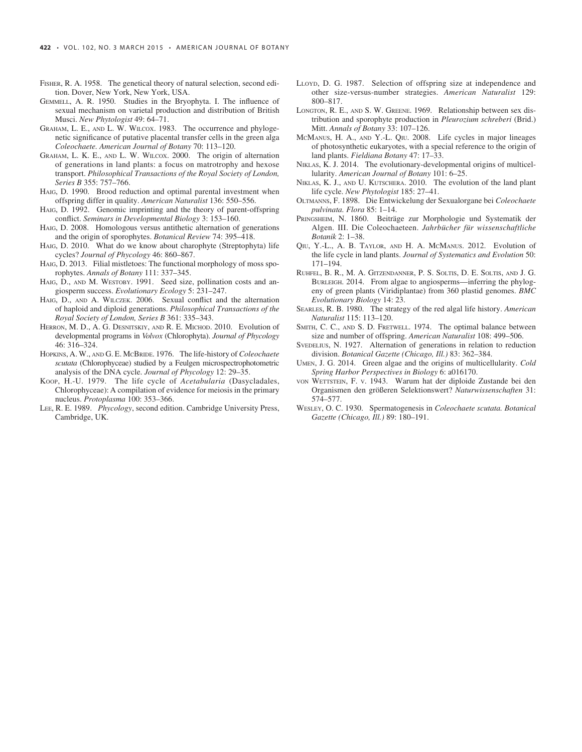Fisher, R. A. 1958. The genetical theory of natural selection, second edition. Dover, New York, New York, USA.

Gemmell, A. R. 1950. Studies in the Bryophyta. I. The influence of sexual mechanism on varietal production and distribution of British Musci. *New Phytologist* 49: 64–71.

Graham, L. E., and L. W. Wilcox. 1983. The occurrence and phylogenetic significance of putative placental transfer cells in the green alga *Coleochaete*. *American Journal of Botany* 70: 113–120.

Graham, L. K. E., and L. W. Wilcox. 2000. The origin of alternation of generations in land plants: a focus on matrotrophy and hexose transport. *Philosophical Transactions of the Royal Society of London, Series B* 355: 757–766.

Haig, D. 1990. Brood reduction and optimal parental investment when offspring differ in quality. *American Naturalist* 136: 550–556.

Haig, D. 1992. Genomic imprinting and the theory of parent-offspring conflict. *Seminars in Developmental Biology* 3: 153–160.

Haig, D. 2008. Homologous versus antithetic alternation of generations and the origin of sporophytes. *Botanical Review* 74: 395–418.

Haig, D. 2010. What do we know about charophyte (Streptophyta) life cycles? *Journal of Phycology* 46: 860–867.

Haig, D. 2013. Filial mistletoes: The functional morphology of moss sporophytes. *Annals of Botany* 111: 337–345.

Haig, D., and M. Westoby. 1991. Seed size, pollination costs and angiosperm success. *Evolutionary Ecology* 5: 231–247.

Haig, D., and A. Wilczek. 2006. Sexual conflict and the alternation of haploid and diploid generations. *Philosophical Transactions of the Royal Society of London, Series B* 361: 335–343.

Herron, M. D., A. G. Desnitskiy, and R. E. Michod. 2010. Evolution of developmental programs in *Volvox* (Chlorophyta). *Journal of Phycology* 46: 316–324.

Hopkins, A. W., and G. E. McBride. 1976. The life-history of *Coleochaete scutata* (Chlorophyceae) studied by a Feulgen microspectrophotometric analysis of the DNA cycle. *Journal of Phycology* 12: 29–35.

Koop, H.-U. 1979. The life cycle of *Acetabularia* (Dasycladales, Chlorophyceae): A compilation of evidence for meiosis in the primary nucleus. *Protoplasma* 100: 353–366.

Lee, R. E. 1989. *Phycology*, second edition. Cambridge University Press, Cambridge, UK.

Lloyd, D. G. 1987. Selection of offspring size at independence and other size-versus-number strategies. *American Naturalist* 129: 800–817.

Longton, R. E., and S. W. Greene. 1969. Relationship between sex distribution and sporophyte production in *Pleurozium schreberi* (Brid.) Mitt. *Annals of Botany* 33: 107–126.

McManus, H. A., and Y.-L. Qiu. 2008. Life cycles in major lineages of photosynthetic eukaryotes, with a special reference to the origin of land plants. *Fieldiana Botany* 47: 17–33.

Niklas, K. J. 2014. The evolutionary-developmental origins of multicellularity. *American Journal of Botany* 101: 6–25.

Niklas, K. J., and U. Kutschera. 2010. The evolution of the land plant life cycle. *New Phytologist* 185: 27–41.

Oltmanns, F. 1898. Die Entwickelung der Sexualorgane bei *Coleochaete pulvinata*. *Flora* 85: 1–14.

Pringsheim, N. 1860. Beiträge zur Morphologie und Systematik der Algen. III. Die Coleochaeteen. *Jahrbücher für wissenschaftliche Botanik* 2: 1–38.

Qiu, Y.-L., A. B. Taylor, and H. A. McManus. 2012. Evolution of the life cycle in land plants. *Journal of Systematics and Evolution* 50: 171–194.

Ruhfel, B. R., M. A. Gitzendanner, P. S. Soltis, D. E. Soltis, and J. G. Burleigh. 2014. From algae to angiosperms—inferring the phylogeny of green plants (Viridiplantae) from 360 plastid genomes. *BMC Evolutionary Biology* 14: 23.

Searles, R. B. 1980. The strategy of the red algal life history. *American Naturalist* 115: 113–120.

Smith, C. C., and S. D. Fretwell. 1974. The optimal balance between size and number of offspring. *American Naturalist* 108: 499–506.

Svedelius, N. 1927. Alternation of generations in relation to reduction division. *Botanical Gazette (Chicago, Ill.)* 83: 362–384.

Umen, J. G. 2014. Green algae and the origins of multicellularity. *Cold Spring Harbor Perspectives in Biology* 6: a016170.

von Wettstein, F. v. 1943. Warum hat der diploide Zustande bei den Organismen den größeren Selektionswert? *Naturwissenschaften* 31: 574–577.

Wesley, O. C. 1930. Spermatogenesis in *Coleochaete scutata*. *Botanical Gazette (Chicago, Ill.)* 89: 180–191.